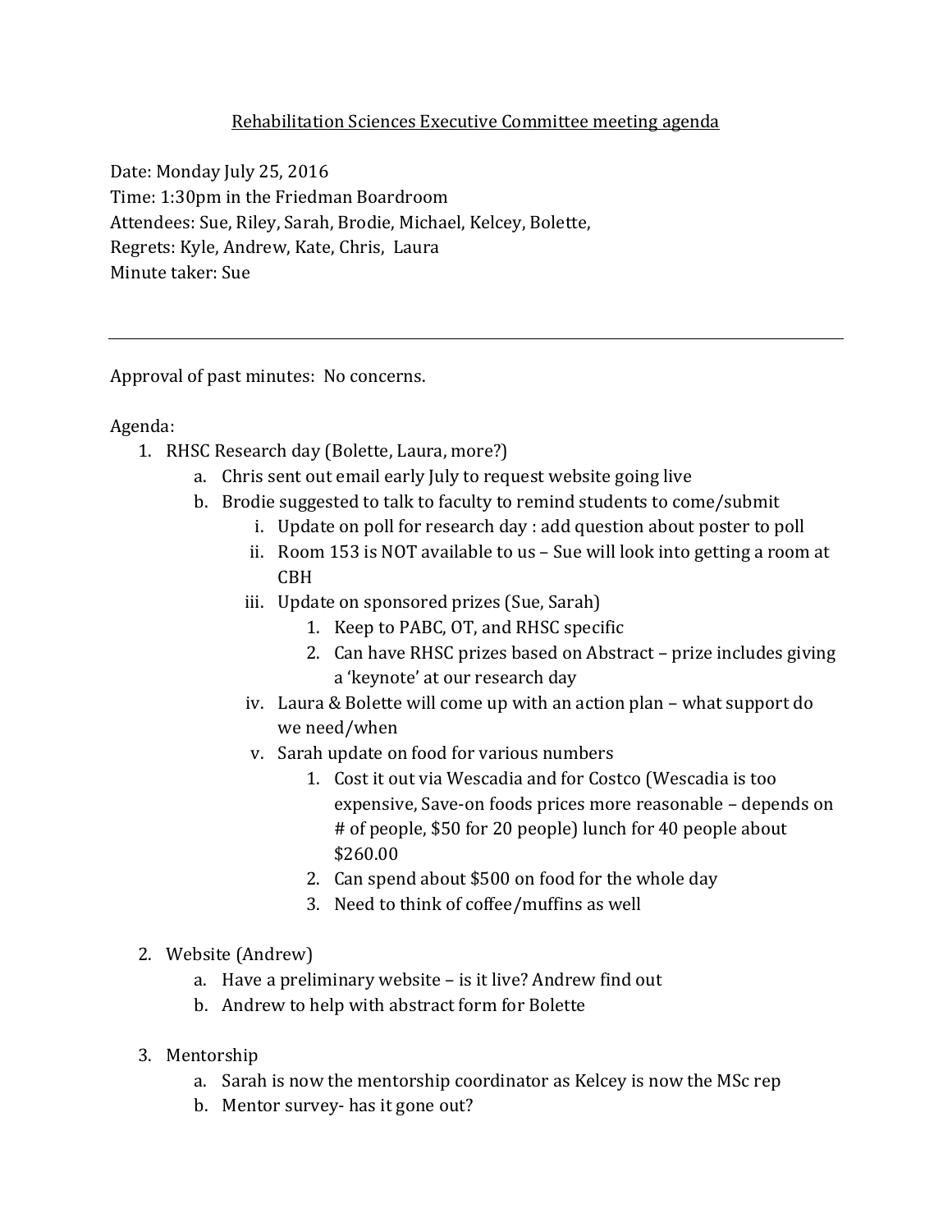# Rehabilitation Sciences Executive Committee meeting agenda

Date: Monday July 25, 2016
Time: 1:30pm in the Friedman Boardroom
Attendees: Sue, Riley, Sarah, Brodie, Michael, Kelcey, Bolette,
Regrets: Kyle, Andrew, Kate, Chris, Laura
Minute taker: Sue

---

Approval of past minutes: No concerns.

Agenda:

1. RHSC Research day (Bolette, Laura, more?)
   a. Chris sent out email early July to request website going live
   b. Brodie suggested to talk to faculty to remind students to come/submit
      i. Update on poll for research day : add question about poster to poll
      ii. Room 153 is NOT available to us – Sue will look into getting a room at CBH
      iii. Update on sponsored prizes (Sue, Sarah)
         1. Keep to PABC, OT, and RHSC specific
         2. Can have RHSC prizes based on Abstract – prize includes giving a 'keynote' at our research day
      iv. Laura & Bolette will come up with an action plan – what support do we need/when
      v. Sarah update on food for various numbers
         1. Cost it out via Wescadia and for Costco (Wescadia is too expensive, Save-on foods prices more reasonable – depends on # of people, $50 for 20 people) lunch for 40 people about $260.00
         2. Can spend about $500 on food for the whole day
         3. Need to think of coffee/muffins as well

2. Website (Andrew)
   a. Have a preliminary website – is it live? Andrew find out
   b. Andrew to help with abstract form for Bolette

3. Mentorship
   a. Sarah is now the mentorship coordinator as Kelcey is now the MSc rep
   b. Mentor survey- has it gone out?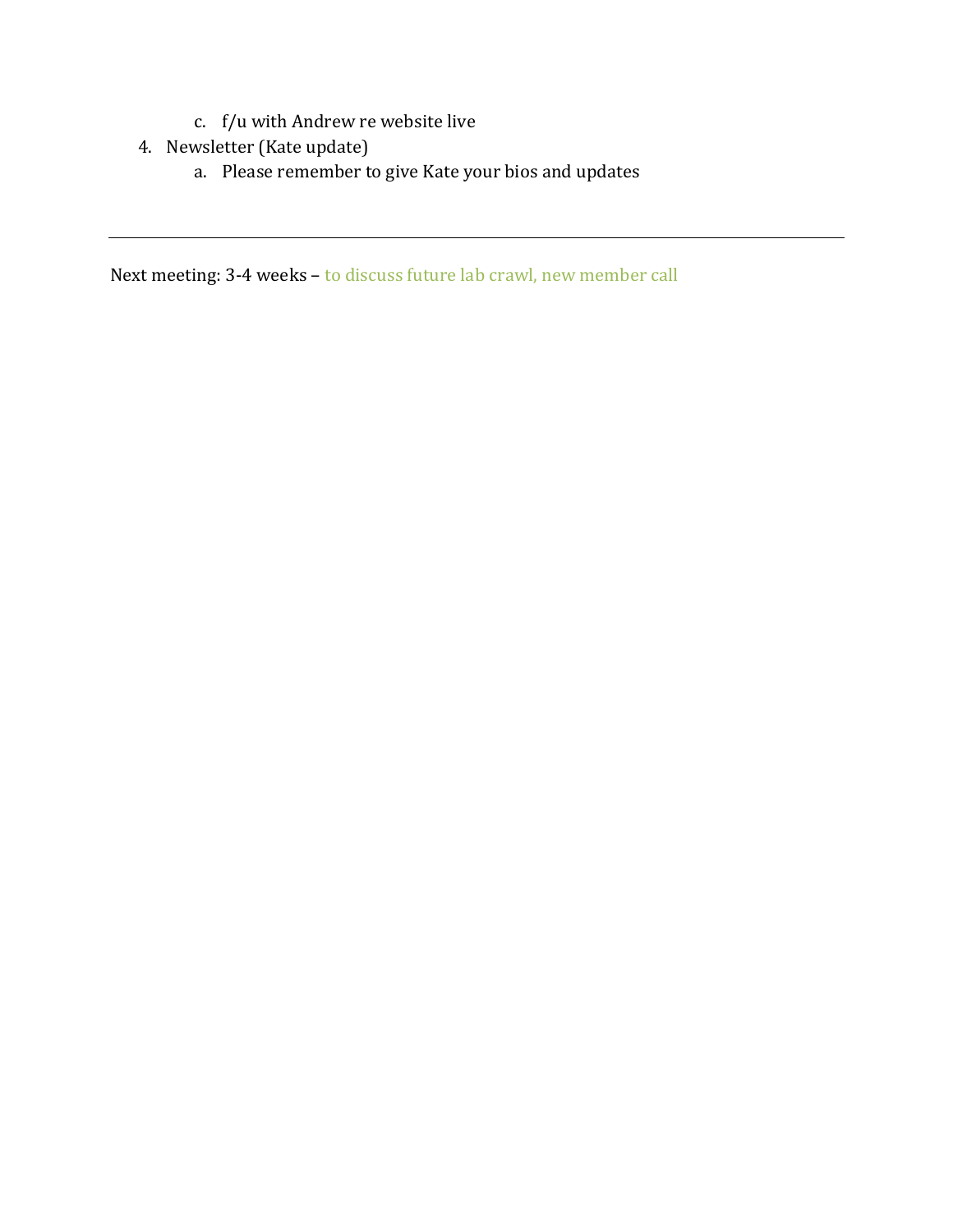c. f/u with Andrew re website live

4. Newsletter (Kate update)
   a. Please remember to give Kate your bios and updates

---

Next meeting: 3-4 weeks – to discuss future lab crawl, new member call